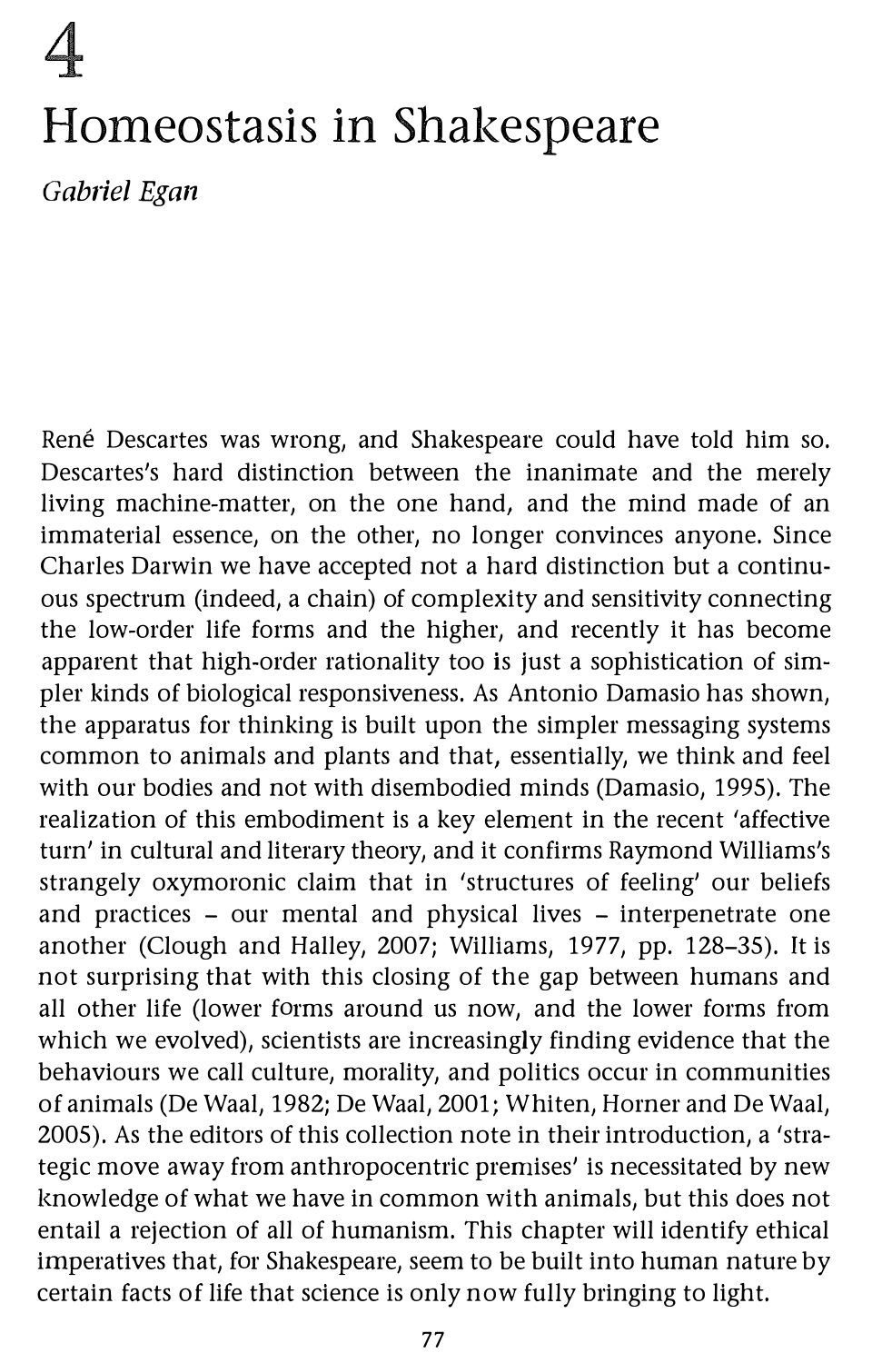# 4

# Homeostasis in Shakespeare

*Gabriel Egan*

René Descartes was wrong, and Shakespeare could have told him so. Descartes's hard distinction between the inanimate and the merely living machine-matter, on the one hand, and the mind made of an immaterial essence, on the other, no longer convinces anyone. Since Charles Darwin we have accepted not a hard distinction but a continuous spectrum (indeed, a chain) of complexity and sensitivity connecting the low-order life forms and the higher, and recently it has become apparent that high-order rationality too is just a sophistication of simpler kinds of biological responsiveness. As Antonio Damasio has shown, the apparatus for thinking is built upon the simpler messaging systems common to animals and plants and that, essentially, we think and feel with our bodies and not with disembodied minds (Damasio, 1995). The realization of this embodiment is a key element in the recent 'affective turn' in cultural and literary theory, and it confirms Raymond Williams's strangely oxymoronic claim that in 'structures of feeling' our beliefs and practices – our mental and physical lives – interpenetrate one another (Clough and Halley, 2007; Williams, 1977, pp. 128–35). It is not surprising that with this closing of the gap between humans and all other life (lower forms around us now, and the lower forms from which we evolved), scientists are increasingly finding evidence that the behaviours we call culture, morality, and politics occur in communities of animals (De Waal, 1982; De Waal, 2001; Whiten, Horner and De Waal, 2005). As the editors of this collection note in their introduction, a 'strategic move away from anthropocentric premises' is necessitated by new knowledge of what we have in common with animals, but this does not entail a rejection of all of humanism. This chapter will identify ethical imperatives that, for Shakespeare, seem to be built into human nature by certain facts of life that science is only now fully bringing to light.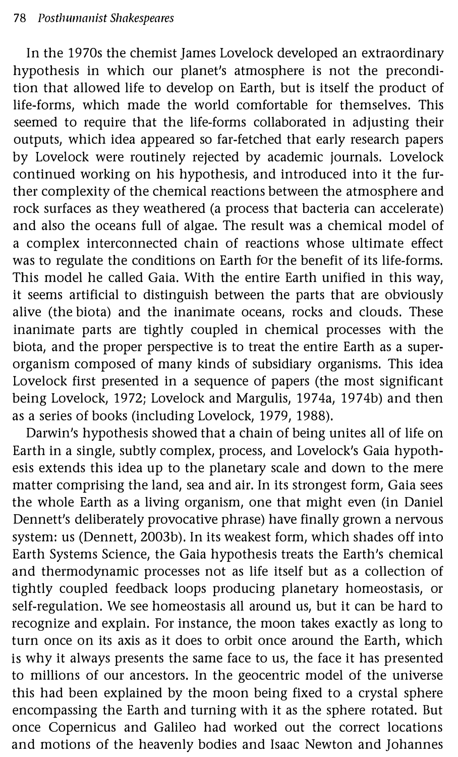In the 1970s the chemist James Lovelock developed an extraordinary hypothesis in which our planet's atmosphere is not the precondition that allowed life to develop on Earth, but is itself the product of life-forms, which made the world comfortable for themselves. This seemed to require that the life-forms collaborated in adjusting their outputs, which idea appeared so far-fetched that early research papers by Lovelock were routinely rejected by academic journals. Lovelock continued working on his hypothesis, and introduced into it the further complexity of the chemical reactions between the atmosphere and rock surfaces as they weathered (a process that bacteria can accelerate) and also the oceans full of algae. The result was a chemical model of a complex interconnected chain of reactions whose ultimate effect was to regulate the conditions on Earth for the benefit of its life-forms. This model he called Gaia. With the entire Earth unified in this way, it seems artificial to distinguish between the parts that are obviously alive (the biota) and the inanimate oceans, rocks and clouds. These inanimate parts are tightly coupled in chemical processes with the biota, and the proper perspective is to treat the entire Earth as a superorganism composed of many kinds of subsidiary organisms. This idea Lovelock first presented in a sequence of papers (the most significant being Lovelock, 1972; Lovelock and Margulis, 1974a, 1974b) and then as a series of books (including Lovelock, 1979, 1988).

Darwin's hypothesis showed that a chain of being unites all of life on Earth in a single, subtly complex, process, and Lovelock's Gaia hypothesis extends this idea up to the planetary scale and down to the mere matter comprising the land, sea and air. In its strongest form, Gaia sees the whole Earth as a living organism, one that might even (in Daniel Dennett's deliberately provocative phrase) have finally grown a nervous system: us (Dennett, 2003b). In its weakest form, which shades off into Earth Systems Science, the Gaia hypothesis treats the Earth's chemical and thermodynamic processes not as life itself but as a collection of tightly coupled feedback loops producing planetary homeostasis, or self-regulation. We see homeostasis all around us, but it can be hard to recognize and explain. For instance, the moon takes exactly as long to turn once on its axis as it does to orbit once around the Earth, which is why it always presents the same face to us, the face it has presented to millions of our ancestors. In the geocentric model of the universe this had been explained by the moon being fixed to a crystal sphere encompassing the Earth and turning with it as the sphere rotated. But once Copernicus and Galileo had worked out the correct locations and motions of the heavenly bodies and Isaac Newton and Johannes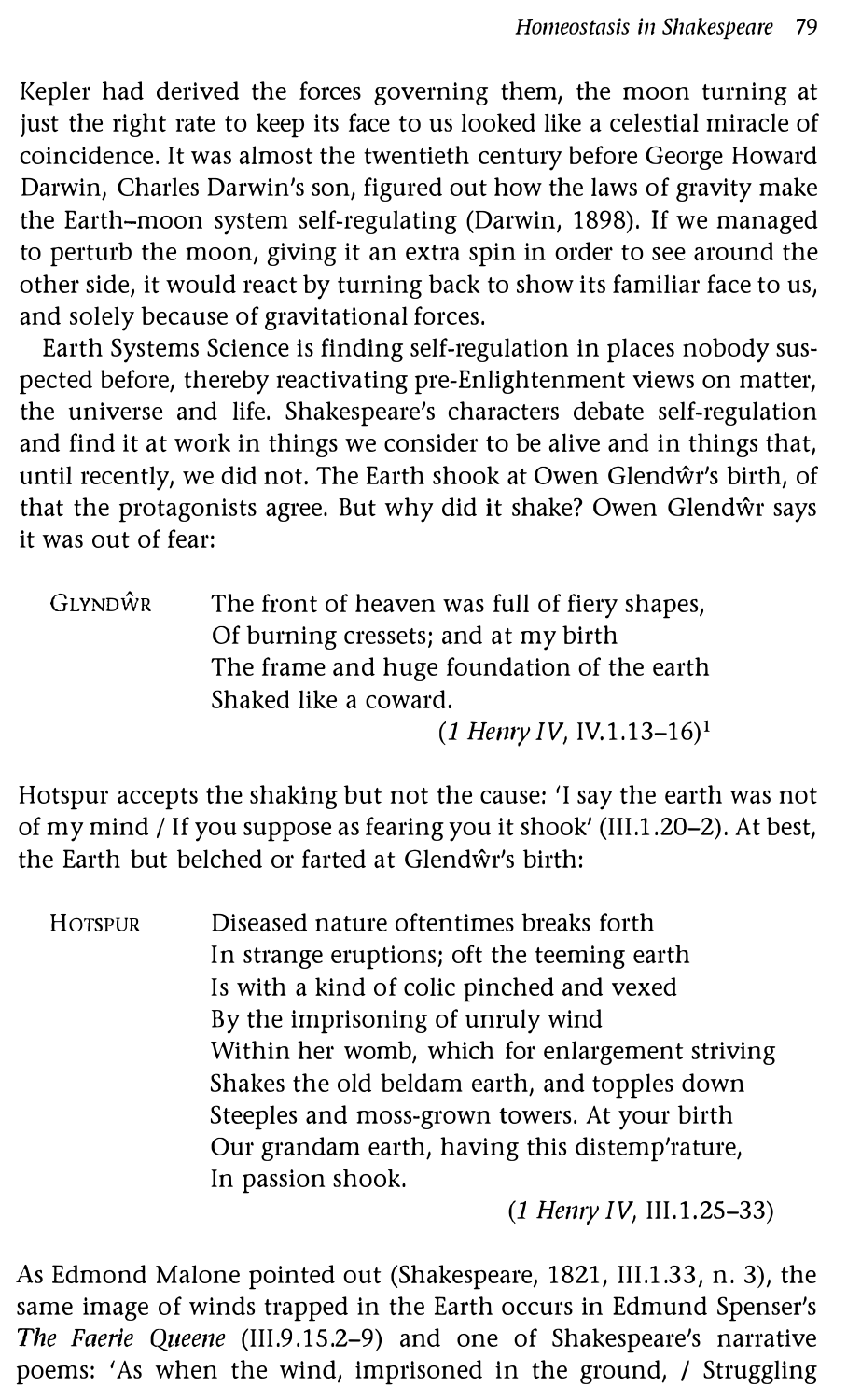Kepler had derived the forces governing them, the moon turning at just the right rate to keep its face to us looked like a celestial miracle of coincidence. It was almost the twentieth century before George Howard Darwin, Charles Darwin's son, figured out how the laws of gravity make the Earth–moon system self-regulating (Darwin, 1898). If we managed to perturb the moon, giving it an extra spin in order to see around the other side, it would react by turning back to show its familiar face to us, and solely because of gravitational forces.

Earth Systems Science is finding self-regulation in places nobody suspected before, thereby reactivating pre-Enlightenment views on matter, the universe and life. Shakespeare's characters debate self-regulation and find it at work in things we consider to be alive and in things that, until recently, we did not. The Earth shook at Owen Glendŵr's birth, of that the protagonists agree. But why did it shake? Owen Glendŵr says it was out of fear:

> GLYNDŴR The front of heaven was full of fiery shapes,
> Of burning cressets; and at my birth
> The frame and huge foundation of the earth
> Shaked like a coward.
>
> (*1 Henry IV*, IV.1.13–16)[1]

Hotspur accepts the shaking but not the cause: 'I say the earth was not of my mind / If you suppose as fearing you it shook' (III.1.20–2). At best, the Earth but belched or farted at Glendŵr's birth:

> HOTSPUR Diseased nature oftentimes breaks forth
> In strange eruptions; oft the teeming earth
> Is with a kind of colic pinched and vexed
> By the imprisoning of unruly wind
> Within her womb, which for enlargement striving
> Shakes the old beldam earth, and topples down
> Steeples and moss-grown towers. At your birth
> Our grandam earth, having this distemp'rature,
> In passion shook.
>
> (*1 Henry IV*, III.1.25–33)

As Edmond Malone pointed out (Shakespeare, 1821, III.1.33, n. 3), the same image of winds trapped in the Earth occurs in Edmund Spenser's *The Faerie Queene* (III.9.15.2–9) and one of Shakespeare's narrative poems: 'As when the wind, imprisoned in the ground, / Struggling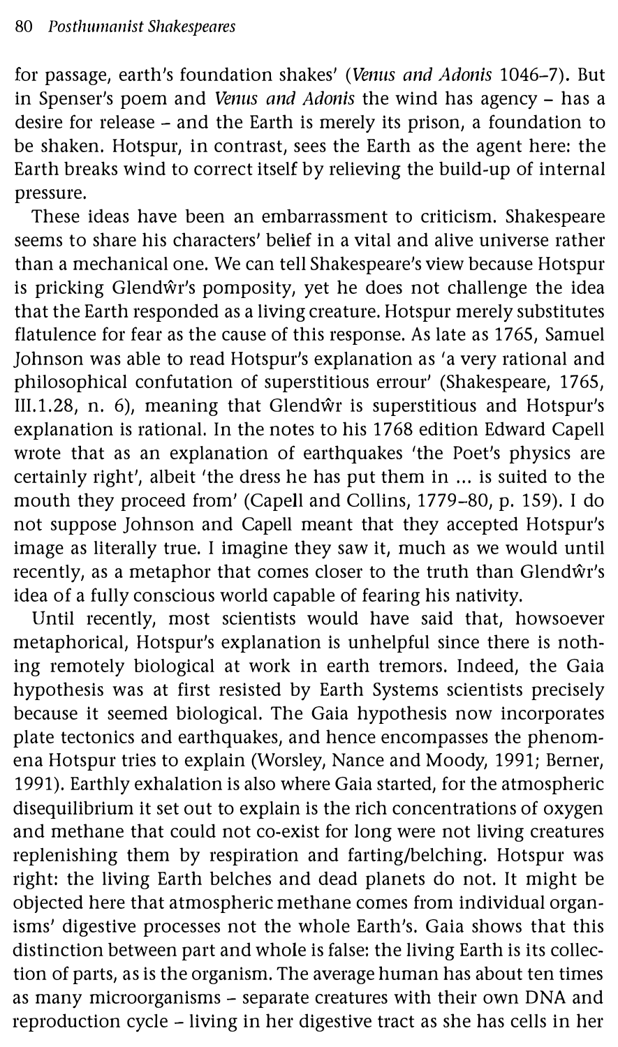for passage, earth's foundation shakes' (*Venus and Adonis* 1046–7). But in Spenser's poem and *Venus and Adonis* the wind has agency – has a desire for release – and the Earth is merely its prison, a foundation to be shaken. Hotspur, in contrast, sees the Earth as the agent here: the Earth breaks wind to correct itself by relieving the build-up of internal pressure.

These ideas have been an embarrassment to criticism. Shakespeare seems to share his characters' belief in a vital and alive universe rather than a mechanical one. We can tell Shakespeare's view because Hotspur is pricking Glendŵr's pomposity, yet he does not challenge the idea that the Earth responded as a living creature. Hotspur merely substitutes flatulence for fear as the cause of this response. As late as 1765, Samuel Johnson was able to read Hotspur's explanation as 'a very rational and philosophical confutation of superstitious errour' (Shakespeare, 1765, III.1.28, n. 6), meaning that Glendŵr is superstitious and Hotspur's explanation is rational. In the notes to his 1768 edition Edward Capell wrote that as an explanation of earthquakes 'the Poet's physics are certainly right', albeit 'the dress he has put them in ... is suited to the mouth they proceed from' (Capell and Collins, 1779–80, p. 159). I do not suppose Johnson and Capell meant that they accepted Hotspur's image as literally true. I imagine they saw it, much as we would until recently, as a metaphor that comes closer to the truth than Glendŵr's idea of a fully conscious world capable of fearing his nativity.

Until recently, most scientists would have said that, howsoever metaphorical, Hotspur's explanation is unhelpful since there is nothing remotely biological at work in earth tremors. Indeed, the Gaia hypothesis was at first resisted by Earth Systems scientists precisely because it seemed biological. The Gaia hypothesis now incorporates plate tectonics and earthquakes, and hence encompasses the phenomena Hotspur tries to explain (Worsley, Nance and Moody, 1991; Berner, 1991). Earthly exhalation is also where Gaia started, for the atmospheric disequilibrium it set out to explain is the rich concentrations of oxygen and methane that could not co-exist for long were not living creatures replenishing them by respiration and farting/belching. Hotspur was right: the living Earth belches and dead planets do not. It might be objected here that atmospheric methane comes from individual organisms' digestive processes not the whole Earth's. Gaia shows that this distinction between part and whole is false: the living Earth is its collection of parts, as is the organism. The average human has about ten times as many microorganisms – separate creatures with their own DNA and reproduction cycle – living in her digestive tract as she has cells in her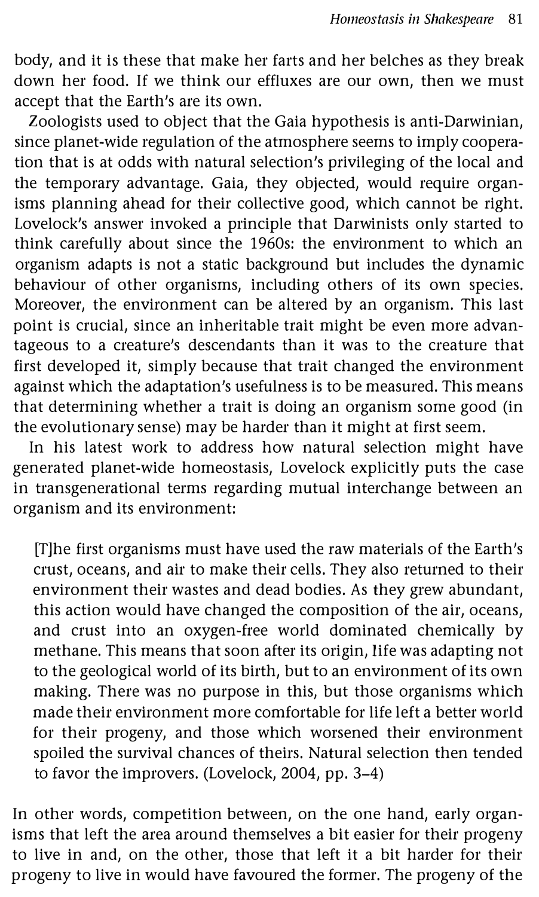body, and it is these that make her farts and her belches as they break down her food. If we think our effluxes are our own, then we must accept that the Earth's are its own.

Zoologists used to object that the Gaia hypothesis is anti-Darwinian, since planet-wide regulation of the atmosphere seems to imply cooperation that is at odds with natural selection's privileging of the local and the temporary advantage. Gaia, they objected, would require organisms planning ahead for their collective good, which cannot be right. Lovelock's answer invoked a principle that Darwinists only started to think carefully about since the 1960s: the environment to which an organism adapts is not a static background but includes the dynamic behaviour of other organisms, including others of its own species. Moreover, the environment can be altered by an organism. This last point is crucial, since an inheritable trait might be even more advantageous to a creature's descendants than it was to the creature that first developed it, simply because that trait changed the environment against which the adaptation's usefulness is to be measured. This means that determining whether a trait is doing an organism some good (in the evolutionary sense) may be harder than it might at first seem.

In his latest work to address how natural selection might have generated planet-wide homeostasis, Lovelock explicitly puts the case in transgenerational terms regarding mutual interchange between an organism and its environment:

> [T]he first organisms must have used the raw materials of the Earth's crust, oceans, and air to make their cells. They also returned to their environment their wastes and dead bodies. As they grew abundant, this action would have changed the composition of the air, oceans, and crust into an oxygen-free world dominated chemically by methane. This means that soon after its origin, life was adapting not to the geological world of its birth, but to an environment of its own making. There was no purpose in this, but those organisms which made their environment more comfortable for life left a better world for their progeny, and those which worsened their environment spoiled the survival chances of theirs. Natural selection then tended to favor the improvers. (Lovelock, 2004, pp. 3–4)

In other words, competition between, on the one hand, early organisms that left the area around themselves a bit easier for their progeny to live in and, on the other, those that left it a bit harder for their progeny to live in would have favoured the former. The progeny of the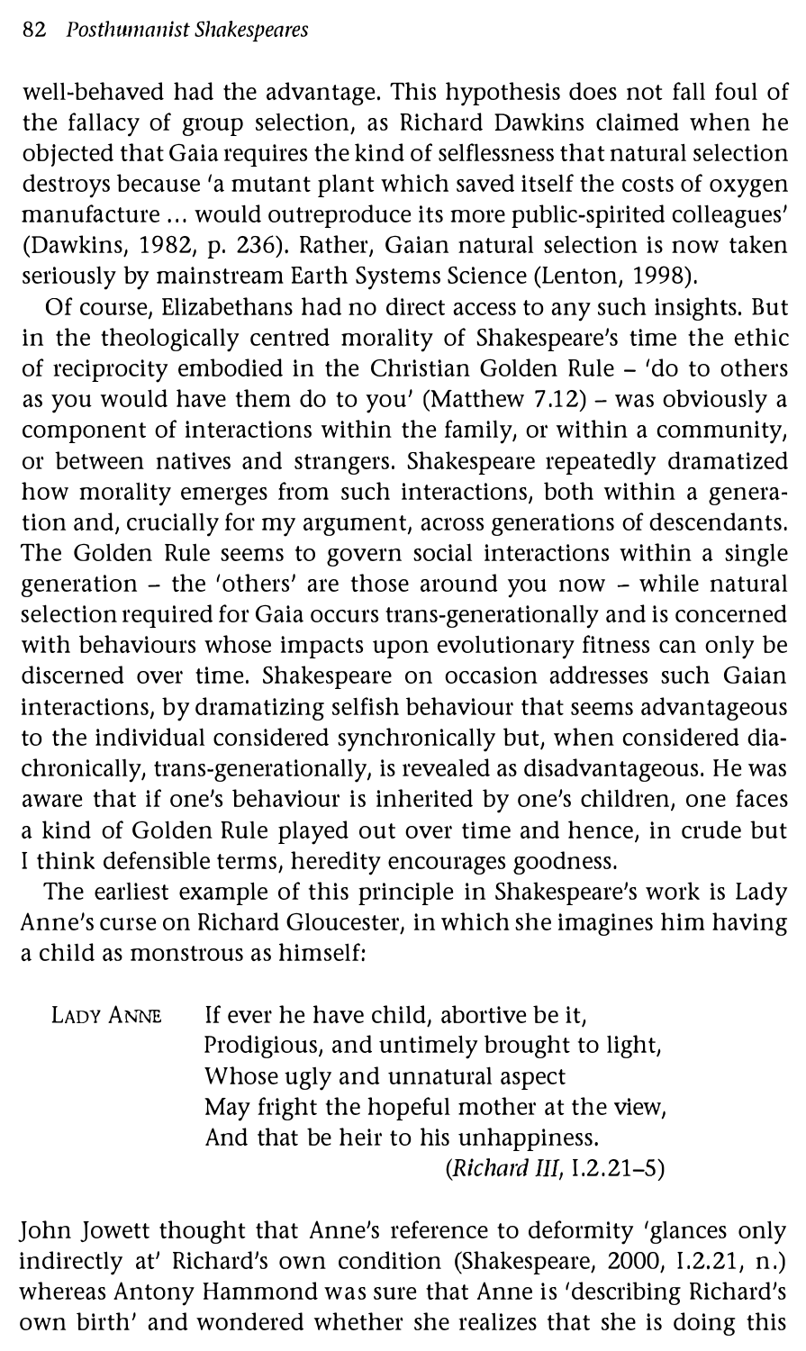well-behaved had the advantage. This hypothesis does not fall foul of the fallacy of group selection, as Richard Dawkins claimed when he objected that Gaia requires the kind of selflessness that natural selection destroys because 'a mutant plant which saved itself the costs of oxygen manufacture ... would outreproduce its more public-spirited colleagues' (Dawkins, 1982, p. 236). Rather, Gaian natural selection is now taken seriously by mainstream Earth Systems Science (Lenton, 1998).

Of course, Elizabethans had no direct access to any such insights. But in the theologically centred morality of Shakespeare's time the ethic of reciprocity embodied in the Christian Golden Rule – 'do to others as you would have them do to you' (Matthew 7.12) – was obviously a component of interactions within the family, or within a community, or between natives and strangers. Shakespeare repeatedly dramatized how morality emerges from such interactions, both within a generation and, crucially for my argument, across generations of descendants. The Golden Rule seems to govern social interactions within a single generation – the 'others' are those around you now – while natural selection required for Gaia occurs trans-generationally and is concerned with behaviours whose impacts upon evolutionary fitness can only be discerned over time. Shakespeare on occasion addresses such Gaian interactions, by dramatizing selfish behaviour that seems advantageous to the individual considered synchronically but, when considered diachronically, trans-generationally, is revealed as disadvantageous. He was aware that if one's behaviour is inherited by one's children, one faces a kind of Golden Rule played out over time and hence, in crude but I think defensible terms, heredity encourages goodness.

The earliest example of this principle in Shakespeare's work is Lady Anne's curse on Richard Gloucester, in which she imagines him having a child as monstrous as himself:

> LADY ANNE If ever he have child, abortive be it,
> Prodigious, and untimely brought to light,
> Whose ugly and unnatural aspect
> May fright the hopeful mother at the view,
> And that be heir to his unhappiness.
> (*Richard III*, I.2.21–5)

John Jowett thought that Anne's reference to deformity 'glances only indirectly at' Richard's own condition (Shakespeare, 2000, I.2.21, n.) whereas Antony Hammond was sure that Anne is 'describing Richard's own birth' and wondered whether she realizes that she is doing this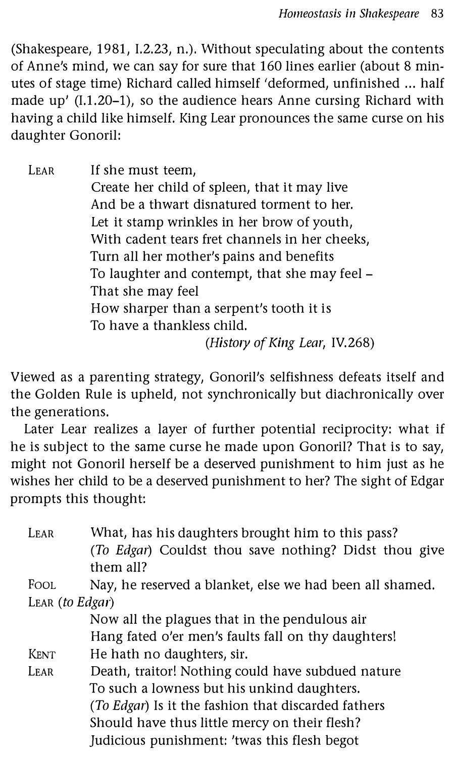(Shakespeare, 1981, I.2.23, n.). Without speculating about the contents of Anne's mind, we can say for sure that 160 lines earlier (about 8 minutes of stage time) Richard called himself 'deformed, unfinished ... half made up' (I.1.20–1), so the audience hears Anne cursing Richard with having a child like himself. King Lear pronounces the same curse on his daughter Gonoril:

> LEAR  If she must teem,
> Create her child of spleen, that it may live
> And be a thwart disnatured torment to her.
> Let it stamp wrinkles in her brow of youth,
> With cadent tears fret channels in her cheeks,
> Turn all her mother's pains and benefits
> To laughter and contempt, that she may feel –
> That she may feel
> How sharper than a serpent's tooth it is
> To have a thankless child.
>
> (*History of King Lear*, IV.268)

Viewed as a parenting strategy, Gonoril's selfishness defeats itself and the Golden Rule is upheld, not synchronically but diachronically over the generations.

Later Lear realizes a layer of further potential reciprocity: what if he is subject to the same curse he made upon Gonoril? That is to say, might not Gonoril herself be a deserved punishment to him just as he wishes her child to be a deserved punishment to her? The sight of Edgar prompts this thought:

> LEAR  What, has his daughters brought him to this pass?
> (*To Edgar*) Couldst thou save nothing? Didst thou give them all?
>
> FOOL  Nay, he reserved a blanket, else we had been all shamed.
>
> LEAR (*to Edgar*)
> Now all the plagues that in the pendulous air
> Hang fated o'er men's faults fall on thy daughters!
>
> KENT  He hath no daughters, sir.
>
> LEAR  Death, traitor! Nothing could have subdued nature
> To such a lowness but his unkind daughters.
> (*To Edgar*) Is it the fashion that discarded fathers
> Should have thus little mercy on their flesh?
> Judicious punishment: 'twas this flesh begot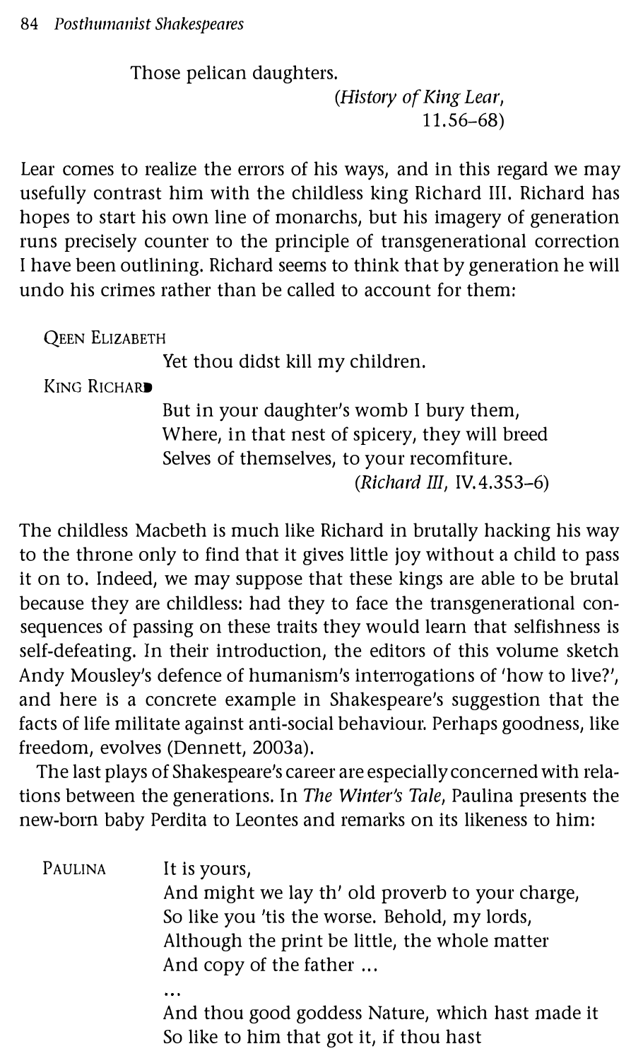Those pelican daughters.

(*History of King Lear*, 11.56–68)

Lear comes to realize the errors of his ways, and in this regard we may usefully contrast him with the childless king Richard III. Richard has hopes to start his own line of monarchs, but his imagery of generation runs precisely counter to the principle of transgenerational correction I have been outlining. Richard seems to think that by generation he will undo his crimes rather than be called to account for them:

QEEN ELIZABETH
Yet thou didst kill my children.

KING RICHARD
But in your daughter's womb I bury them,
Where, in that nest of spicery, they will breed
Selves of themselves, to your recomfiture.

(*Richard III*, IV.4.353–6)

The childless Macbeth is much like Richard in brutally hacking his way to the throne only to find that it gives little joy without a child to pass it on to. Indeed, we may suppose that these kings are able to be brutal because they are childless: had they to face the transgenerational consequences of passing on these traits they would learn that selfishness is self-defeating. In their introduction, the editors of this volume sketch Andy Mousley's defence of humanism's interrogations of 'how to live?', and here is a concrete example in Shakespeare's suggestion that the facts of life militate against anti-social behaviour. Perhaps goodness, like freedom, evolves (Dennett, 2003a).

The last plays of Shakespeare's career are especially concerned with relations between the generations. In *The Winter's Tale*, Paulina presents the new-born baby Perdita to Leontes and remarks on its likeness to him:

PAULINA
It is yours,
And might we lay th' old proverb to your charge,
So like you 'tis the worse. Behold, my lords,
Although the print be little, the whole matter
And copy of the father ...
...
And thou good goddess Nature, which hast made it
So like to him that got it, if thou hast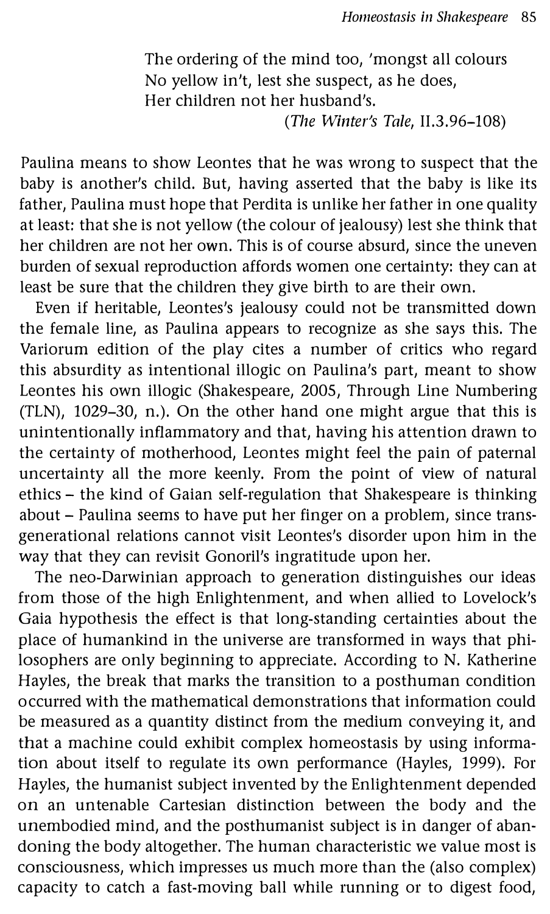> The ordering of the mind too, 'mongst all colours
> No yellow in't, lest she suspect, as he does,
> Her children not her husband's.
>
> (*The Winter's Tale*, II.3.96–108)

Paulina means to show Leontes that he was wrong to suspect that the baby is another's child. But, having asserted that the baby is like its father, Paulina must hope that Perdita is unlike her father in one quality at least: that she is not yellow (the colour of jealousy) lest she think that her children are not her own. This is of course absurd, since the uneven burden of sexual reproduction affords women one certainty: they can at least be sure that the children they give birth to are their own.

Even if heritable, Leontes's jealousy could not be transmitted down the female line, as Paulina appears to recognize as she says this. The Variorum edition of the play cites a number of critics who regard this absurdity as intentional illogic on Paulina's part, meant to show Leontes his own illogic (Shakespeare, 2005, Through Line Numbering (TLN), 1029–30, n.). On the other hand one might argue that this is unintentionally inflammatory and that, having his attention drawn to the certainty of motherhood, Leontes might feel the pain of paternal uncertainty all the more keenly. From the point of view of natural ethics – the kind of Gaian self-regulation that Shakespeare is thinking about – Paulina seems to have put her finger on a problem, since trans-generational relations cannot visit Leontes's disorder upon him in the way that they can revisit Gonoril's ingratitude upon her.

The neo-Darwinian approach to generation distinguishes our ideas from those of the high Enlightenment, and when allied to Lovelock's Gaia hypothesis the effect is that long-standing certainties about the place of humankind in the universe are transformed in ways that philosophers are only beginning to appreciate. According to N. Katherine Hayles, the break that marks the transition to a posthuman condition occurred with the mathematical demonstrations that information could be measured as a quantity distinct from the medium conveying it, and that a machine could exhibit complex homeostasis by using information about itself to regulate its own performance (Hayles, 1999). For Hayles, the humanist subject invented by the Enlightenment depended on an untenable Cartesian distinction between the body and the unembodied mind, and the posthumanist subject is in danger of abandoning the body altogether. The human characteristic we value most is consciousness, which impresses us much more than the (also complex) capacity to catch a fast-moving ball while running or to digest food,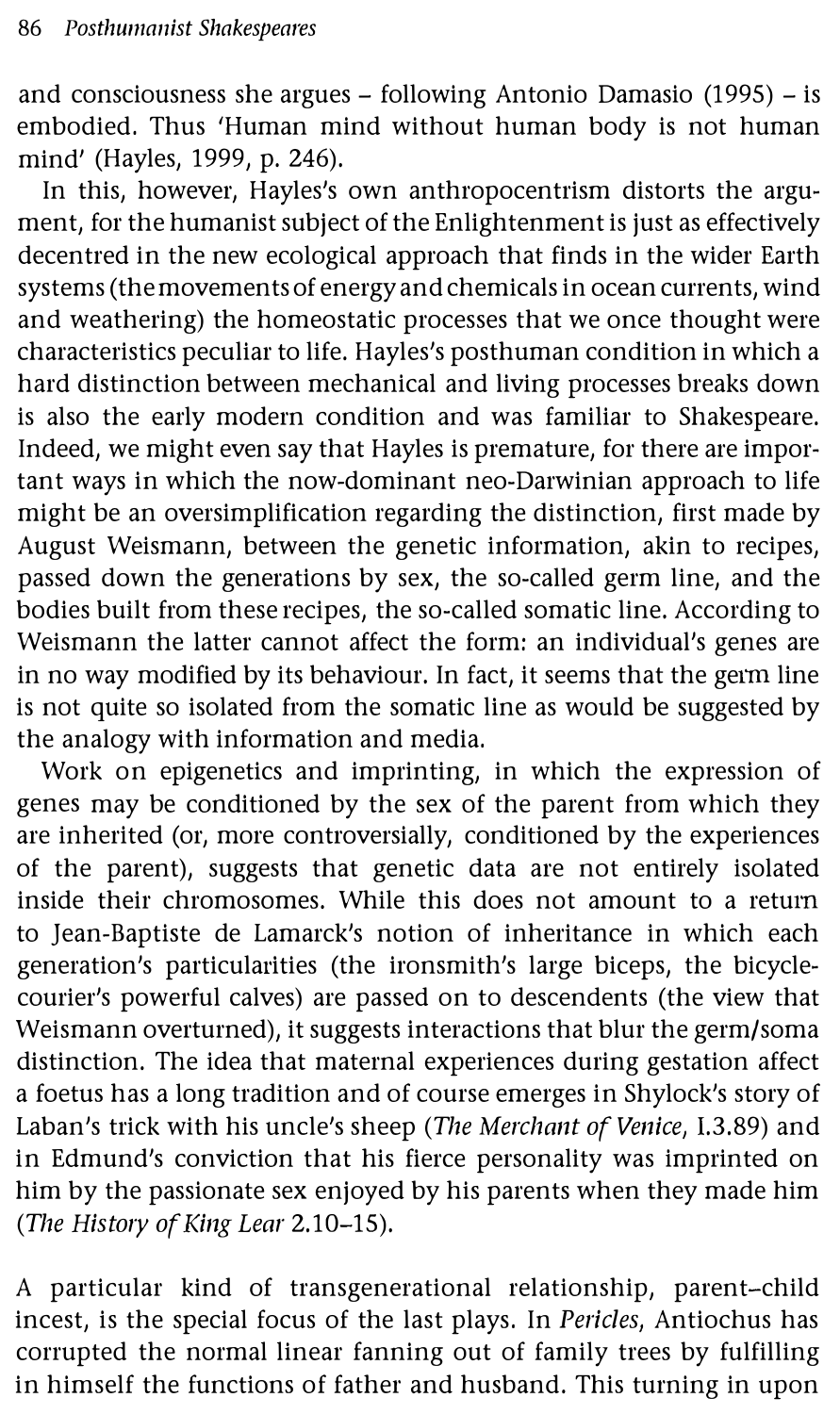and consciousness she argues – following Antonio Damasio (1995) – is embodied. Thus 'Human mind without human body is not human mind' (Hayles, 1999, p. 246).

In this, however, Hayles's own anthropocentrism distorts the argument, for the humanist subject of the Enlightenment is just as effectively decentred in the new ecological approach that finds in the wider Earth systems (the movements of energy and chemicals in ocean currents, wind and weathering) the homeostatic processes that we once thought were characteristics peculiar to life. Hayles's posthuman condition in which a hard distinction between mechanical and living processes breaks down is also the early modern condition and was familiar to Shakespeare. Indeed, we might even say that Hayles is premature, for there are important ways in which the now-dominant neo-Darwinian approach to life might be an oversimplification regarding the distinction, first made by August Weismann, between the genetic information, akin to recipes, passed down the generations by sex, the so-called germ line, and the bodies built from these recipes, the so-called somatic line. According to Weismann the latter cannot affect the form: an individual's genes are in no way modified by its behaviour. In fact, it seems that the germ line is not quite so isolated from the somatic line as would be suggested by the analogy with information and media.

Work on epigenetics and imprinting, in which the expression of genes may be conditioned by the sex of the parent from which they are inherited (or, more controversially, conditioned by the experiences of the parent), suggests that genetic data are not entirely isolated inside their chromosomes. While this does not amount to a return to Jean-Baptiste de Lamarck's notion of inheritance in which each generation's particularities (the ironsmith's large biceps, the bicycle-courier's powerful calves) are passed on to descendents (the view that Weismann overturned), it suggests interactions that blur the germ/soma distinction. The idea that maternal experiences during gestation affect a foetus has a long tradition and of course emerges in Shylock's story of Laban's trick with his uncle's sheep (*The Merchant of Venice*, I.3.89) and in Edmund's conviction that his fierce personality was imprinted on him by the passionate sex enjoyed by his parents when they made him (*The History of King Lear* 2.10–15).

A particular kind of transgenerational relationship, parent–child incest, is the special focus of the last plays. In *Pericles*, Antiochus has corrupted the normal linear fanning out of family trees by fulfilling in himself the functions of father and husband. This turning in upon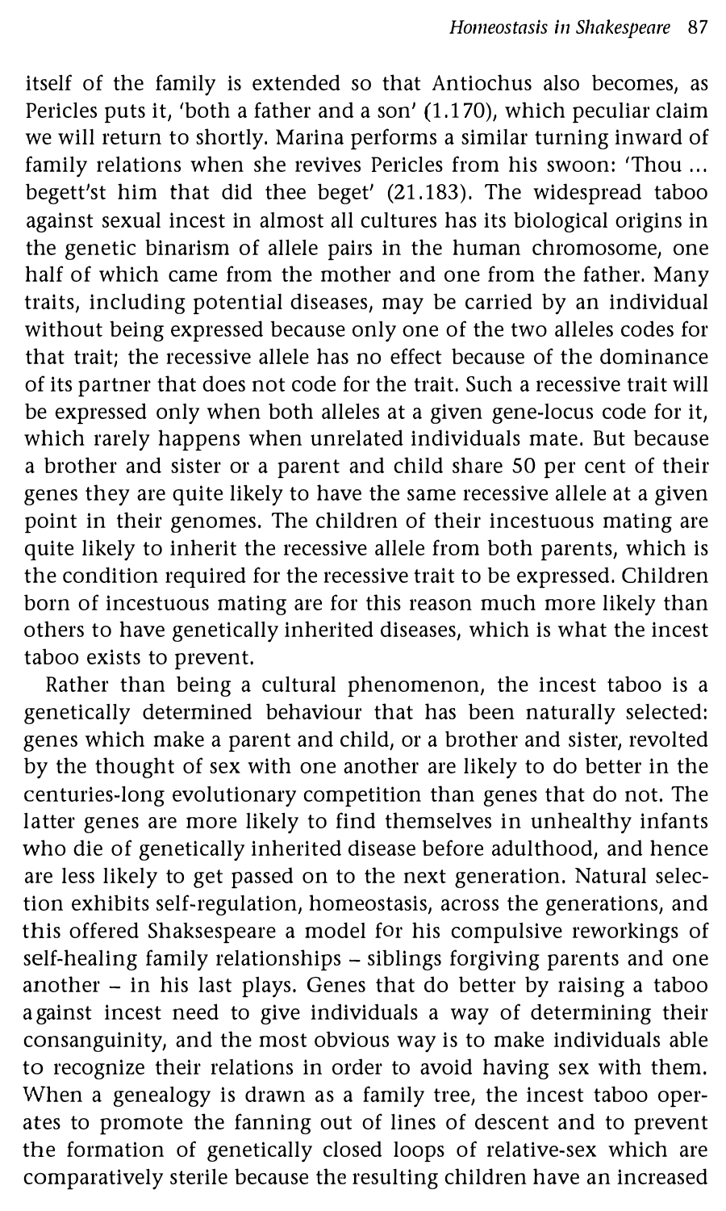itself of the family is extended so that Antiochus also becomes, as Pericles puts it, 'both a father and a son' (1.170), which peculiar claim we will return to shortly. Marina performs a similar turning inward of family relations when she revives Pericles from his swoon: 'Thou ... begett'st him that did thee beget' (21.183). The widespread taboo against sexual incest in almost all cultures has its biological origins in the genetic binarism of allele pairs in the human chromosome, one half of which came from the mother and one from the father. Many traits, including potential diseases, may be carried by an individual without being expressed because only one of the two alleles codes for that trait; the recessive allele has no effect because of the dominance of its partner that does not code for the trait. Such a recessive trait will be expressed only when both alleles at a given gene-locus code for it, which rarely happens when unrelated individuals mate. But because a brother and sister or a parent and child share 50 per cent of their genes they are quite likely to have the same recessive allele at a given point in their genomes. The children of their incestuous mating are quite likely to inherit the recessive allele from both parents, which is the condition required for the recessive trait to be expressed. Children born of incestuous mating are for this reason much more likely than others to have genetically inherited diseases, which is what the incest taboo exists to prevent.

Rather than being a cultural phenomenon, the incest taboo is a genetically determined behaviour that has been naturally selected: genes which make a parent and child, or a brother and sister, revolted by the thought of sex with one another are likely to do better in the centuries-long evolutionary competition than genes that do not. The latter genes are more likely to find themselves in unhealthy infants who die of genetically inherited disease before adulthood, and hence are less likely to get passed on to the next generation. Natural selection exhibits self-regulation, homeostasis, across the generations, and this offered Shaksespeare a model for his compulsive reworkings of self-healing family relationships – siblings forgiving parents and one another – in his last plays. Genes that do better by raising a taboo against incest need to give individuals a way of determining their consanguinity, and the most obvious way is to make individuals able to recognize their relations in order to avoid having sex with them. When a genealogy is drawn as a family tree, the incest taboo operates to promote the fanning out of lines of descent and to prevent the formation of genetically closed loops of relative-sex which are comparatively sterile because the resulting children have an increased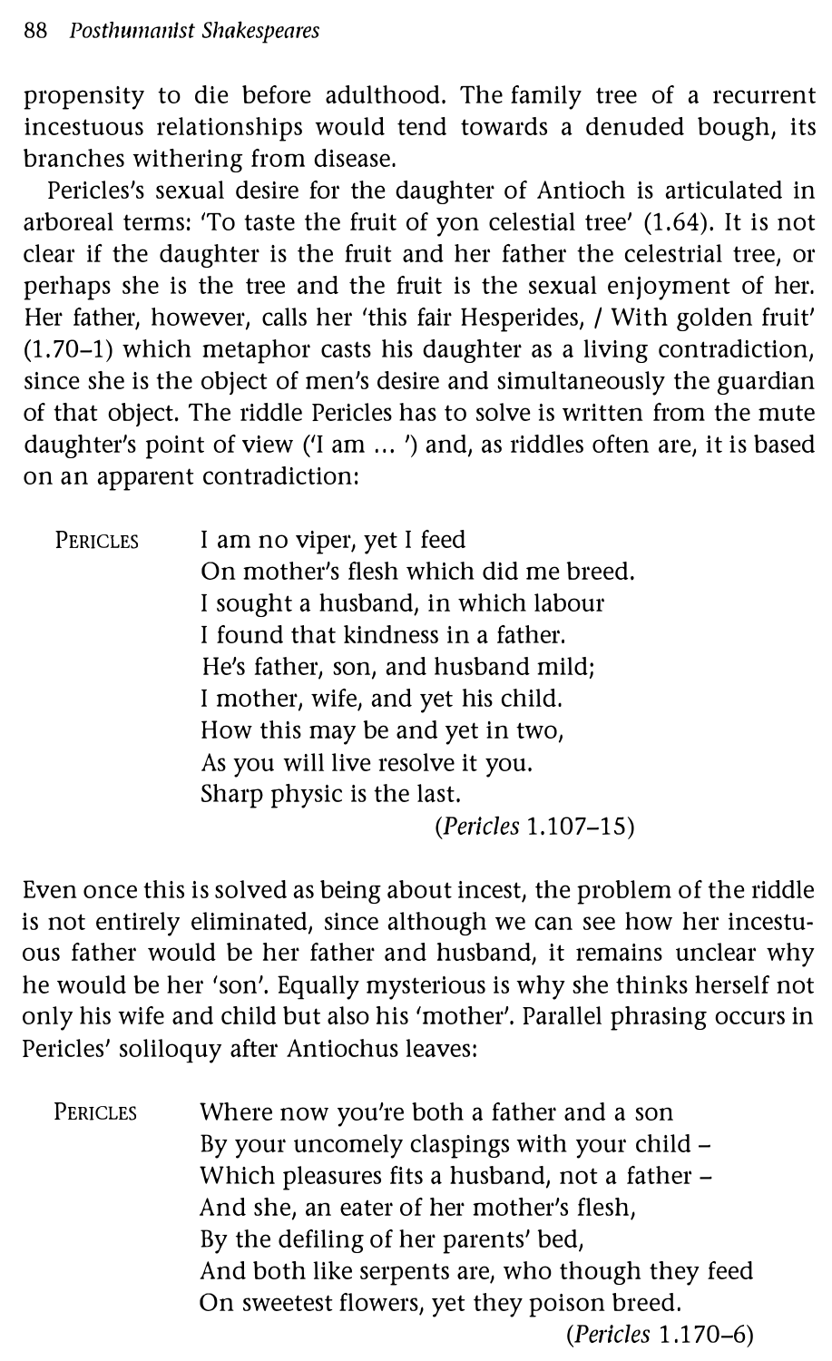propensity to die before adulthood. The family tree of a recurrent incestuous relationships would tend towards a denuded bough, its branches withering from disease.

Pericles's sexual desire for the daughter of Antioch is articulated in arboreal terms: 'To taste the fruit of yon celestial tree' (1.64). It is not clear if the daughter is the fruit and her father the celestrial tree, or perhaps she is the tree and the fruit is the sexual enjoyment of her. Her father, however, calls her 'this fair Hesperides, / With golden fruit' (1.70–1) which metaphor casts his daughter as a living contradiction, since she is the object of men's desire and simultaneously the guardian of that object. The riddle Pericles has to solve is written from the mute daughter's point of view ('I am ... ') and, as riddles often are, it is based on an apparent contradiction:

> PERICLES I am no viper, yet I feed
> On mother's flesh which did me breed.
> I sought a husband, in which labour
> I found that kindness in a father.
> He's father, son, and husband mild;
> I mother, wife, and yet his child.
> How this may be and yet in two,
> As you will live resolve it you.
> Sharp physic is the last.
>
> (*Pericles* 1.107–15)

Even once this is solved as being about incest, the problem of the riddle is not entirely eliminated, since although we can see how her incestuous father would be her father and husband, it remains unclear why he would be her 'son'. Equally mysterious is why she thinks herself not only his wife and child but also his 'mother'. Parallel phrasing occurs in Pericles' soliloquy after Antiochus leaves:

> PERICLES Where now you're both a father and a son
> By your uncomely claspings with your child –
> Which pleasures fits a husband, not a father –
> And she, an eater of her mother's flesh,
> By the defiling of her parents' bed,
> And both like serpents are, who though they feed
> On sweetest flowers, yet they poison breed.
>
> (*Pericles* 1.170–6)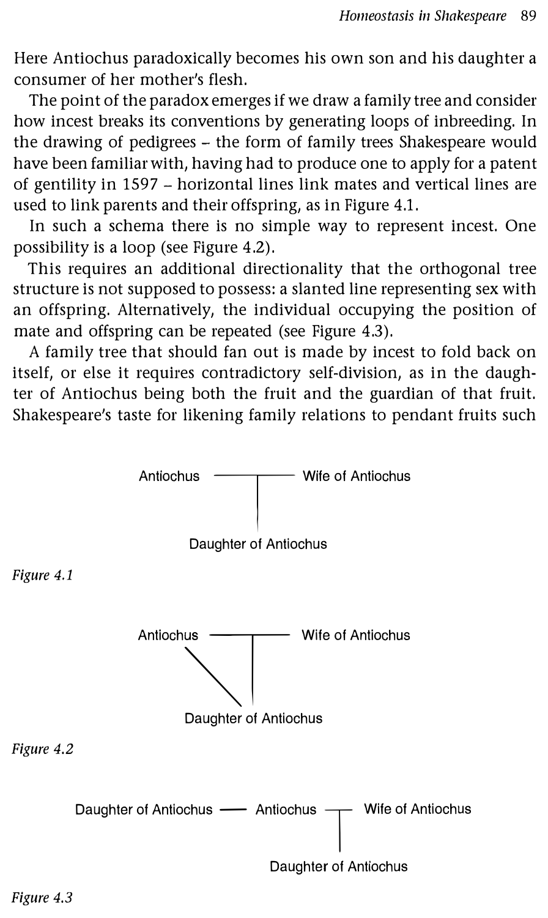Here Antiochus paradoxically becomes his own son and his daughter a consumer of her mother's flesh.

The point of the paradox emerges if we draw a family tree and consider how incest breaks its conventions by generating loops of inbreeding. In the drawing of pedigrees – the form of family trees Shakespeare would have been familiar with, having had to produce one to apply for a patent of gentility in 1597 – horizontal lines link mates and vertical lines are used to link parents and their offspring, as in Figure 4.1.

In such a schema there is no simple way to represent incest. One possibility is a loop (see Figure 4.2).

This requires an additional directionality that the orthogonal tree structure is not supposed to possess: a slanted line representing sex with an offspring. Alternatively, the individual occupying the position of mate and offspring can be repeated (see Figure 4.3).

A family tree that should fan out is made by incest to fold back on itself, or else it requires contradictory self-division, as in the daughter of Antiochus being both the fruit and the guardian of that fruit. Shakespeare's taste for likening family relations to pendant fruits such

*Figure 4.1*

*Figure 4.2*

*Figure 4.3*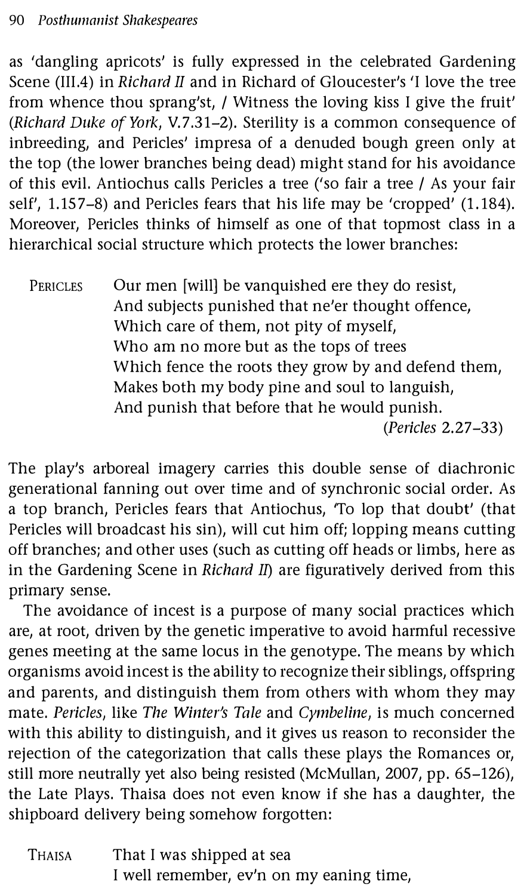as 'dangling apricots' is fully expressed in the celebrated Gardening Scene (III.4) in *Richard II* and in Richard of Gloucester's 'I love the tree from whence thou sprang'st, / Witness the loving kiss I give the fruit' (*Richard Duke of York*, V.7.31–2). Sterility is a common consequence of inbreeding, and Pericles' impresa of a denuded bough green only at the top (the lower branches being dead) might stand for his avoidance of this evil. Antiochus calls Pericles a tree ('so fair a tree / As your fair self', 1.157–8) and Pericles fears that his life may be 'cropped' (1.184). Moreover, Pericles thinks of himself as one of that topmost class in a hierarchical social structure which protects the lower branches:

> PERICLES Our men [will] be vanquished ere they do resist,
> And subjects punished that ne'er thought offence,
> Which care of them, not pity of myself,
> Who am no more but as the tops of trees
> Which fence the roots they grow by and defend them,
> Makes both my body pine and soul to languish,
> And punish that before that he would punish.
> (*Pericles* 2.27–33)

The play's arboreal imagery carries this double sense of diachronic generational fanning out over time and of synchronic social order. As a top branch, Pericles fears that Antiochus, 'To lop that doubt' (that Pericles will broadcast his sin), will cut him off; lopping means cutting off branches; and other uses (such as cutting off heads or limbs, here as in the Gardening Scene in *Richard II*) are figuratively derived from this primary sense.

The avoidance of incest is a purpose of many social practices which are, at root, driven by the genetic imperative to avoid harmful recessive genes meeting at the same locus in the genotype. The means by which organisms avoid incest is the ability to recognize their siblings, offspring and parents, and distinguish them from others with whom they may mate. *Pericles*, like *The Winter's Tale* and *Cymbeline*, is much concerned with this ability to distinguish, and it gives us reason to reconsider the rejection of the categorization that calls these plays the Romances or, still more neutrally yet also being resisted (McMullan, 2007, pp. 65–126), the Late Plays. Thaisa does not even know if she has a daughter, the shipboard delivery being somehow forgotten:

> THAISA That I was shipped at sea
> I well remember, ev'n on my eaning time,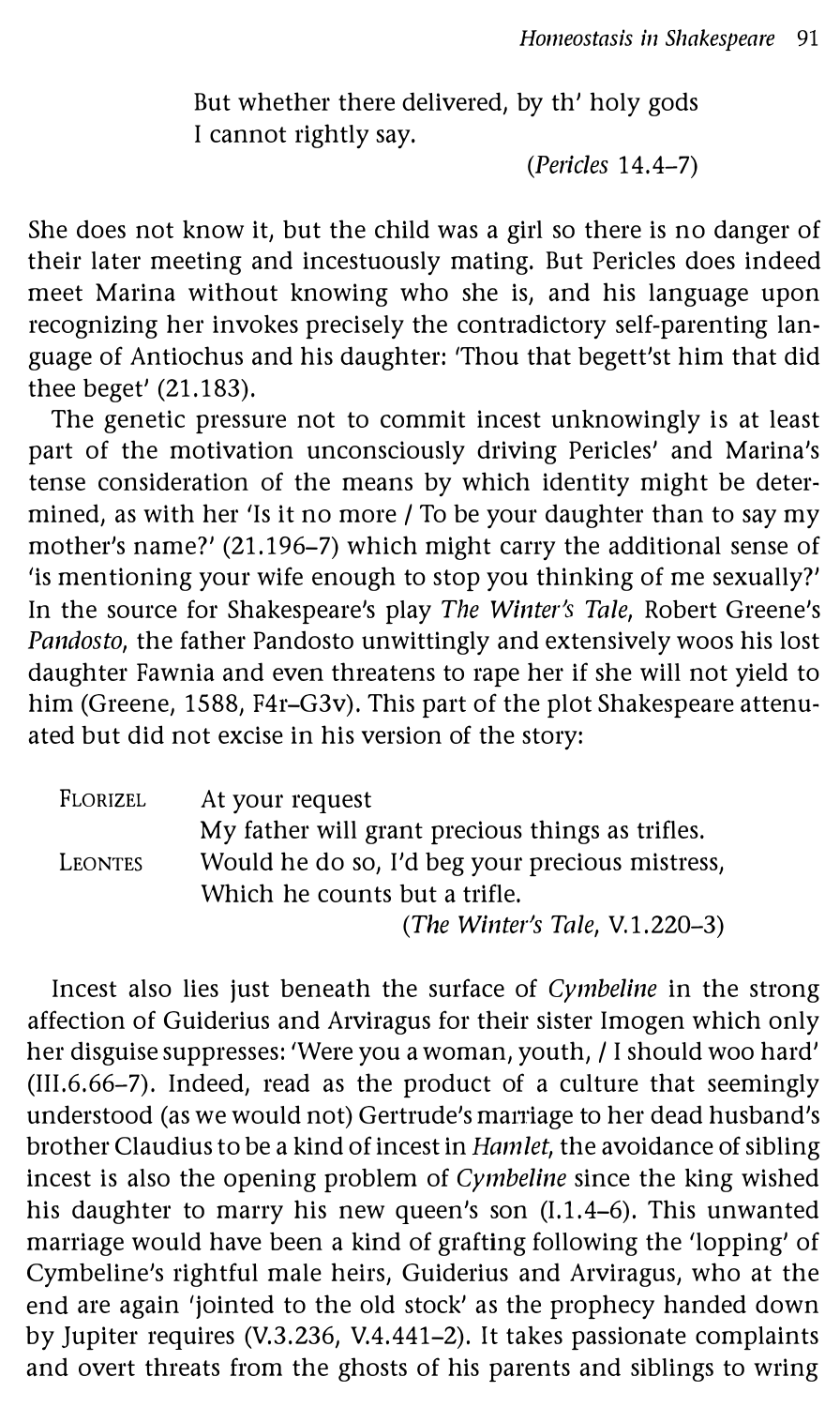But whether there delivered, by th' holy gods
I cannot rightly say.

(*Pericles* 14.4–7)

She does not know it, but the child was a girl so there is no danger of their later meeting and incestuously mating. But Pericles does indeed meet Marina without knowing who she is, and his language upon recognizing her invokes precisely the contradictory self-parenting language of Antiochus and his daughter: 'Thou that begett'st him that did thee beget' (21.183).

The genetic pressure not to commit incest unknowingly is at least part of the motivation unconsciously driving Pericles' and Marina's tense consideration of the means by which identity might be determined, as with her 'Is it no more / To be your daughter than to say my mother's name?' (21.196–7) which might carry the additional sense of 'is mentioning your wife enough to stop you thinking of me sexually?' In the source for Shakespeare's play *The Winter's Tale*, Robert Greene's *Pandosto*, the father Pandosto unwittingly and extensively woos his lost daughter Fawnia and even threatens to rape her if she will not yield to him (Greene, 1588, F4r–G3v). This part of the plot Shakespeare attenuated but did not excise in his version of the story:

FLORIZEL: At your request
My father will grant precious things as trifles.

LEONTES: Would he do so, I'd beg your precious mistress,
Which he counts but a trifle.

(*The Winter's Tale*, V.1.220–3)

Incest also lies just beneath the surface of *Cymbeline* in the strong affection of Guiderius and Arviragus for their sister Imogen which only her disguise suppresses: 'Were you a woman, youth, / I should woo hard' (III.6.66–7). Indeed, read as the product of a culture that seemingly understood (as we would not) Gertrude's marriage to her dead husband's brother Claudius to be a kind of incest in *Hamlet*, the avoidance of sibling incest is also the opening problem of *Cymbeline* since the king wished his daughter to marry his new queen's son (I.1.4–6). This unwanted marriage would have been a kind of grafting following the 'lopping' of Cymbeline's rightful male heirs, Guiderius and Arviragus, who at the end are again 'jointed to the old stock' as the prophecy handed down by Jupiter requires (V.3.236, V.4.441–2). It takes passionate complaints and overt threats from the ghosts of his parents and siblings to wring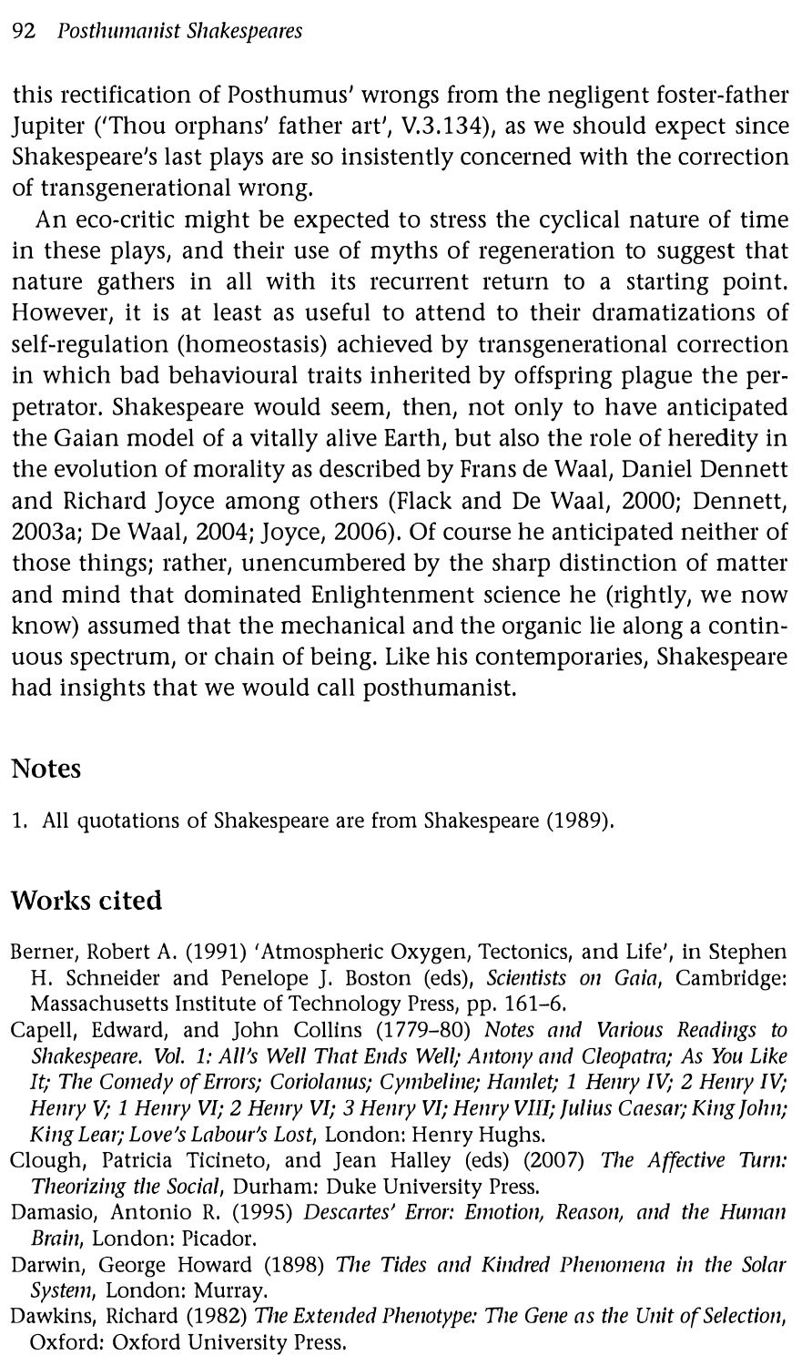this rectification of Posthumus' wrongs from the negligent foster-father Jupiter ('Thou orphans' father art', V.3.134), as we should expect since Shakespeare's last plays are so insistently concerned with the correction of transgenerational wrong.

An eco-critic might be expected to stress the cyclical nature of time in these plays, and their use of myths of regeneration to suggest that nature gathers in all with its recurrent return to a starting point. However, it is at least as useful to attend to their dramatizations of self-regulation (homeostasis) achieved by transgenerational correction in which bad behavioural traits inherited by offspring plague the perpetrator. Shakespeare would seem, then, not only to have anticipated the Gaian model of a vitally alive Earth, but also the role of heredity in the evolution of morality as described by Frans de Waal, Daniel Dennett and Richard Joyce among others (Flack and De Waal, 2000; Dennett, 2003a; De Waal, 2004; Joyce, 2006). Of course he anticipated neither of those things; rather, unencumbered by the sharp distinction of matter and mind that dominated Enlightenment science he (rightly, we now know) assumed that the mechanical and the organic lie along a continuous spectrum, or chain of being. Like his contemporaries, Shakespeare had insights that we would call posthumanist.

## Notes

1. All quotations of Shakespeare are from Shakespeare (1989).

## Works cited

Berner, Robert A. (1991) 'Atmospheric Oxygen, Tectonics, and Life', in Stephen H. Schneider and Penelope J. Boston (eds), *Scientists on Gaia*, Cambridge: Massachusetts Institute of Technology Press, pp. 161–6.

Capell, Edward, and John Collins (1779–80) *Notes and Various Readings to Shakespeare. Vol. 1: All's Well That Ends Well; Antony and Cleopatra; As You Like It; The Comedy of Errors; Coriolanus; Cymbeline; Hamlet; 1 Henry IV; 2 Henry IV; Henry V; 1 Henry VI; 2 Henry VI; 3 Henry VI; Henry VIII; Julius Caesar; King John; King Lear; Love's Labour's Lost*, London: Henry Hughs.

Clough, Patricia Ticineto, and Jean Halley (eds) (2007) *The Affective Turn: Theorizing the Social*, Durham: Duke University Press.

Damasio, Antonio R. (1995) *Descartes' Error: Emotion, Reason, and the Human Brain*, London: Picador.

Darwin, George Howard (1898) *The Tides and Kindred Phenomena in the Solar System*, London: Murray.

Dawkins, Richard (1982) *The Extended Phenotype: The Gene as the Unit of Selection*, Oxford: Oxford University Press.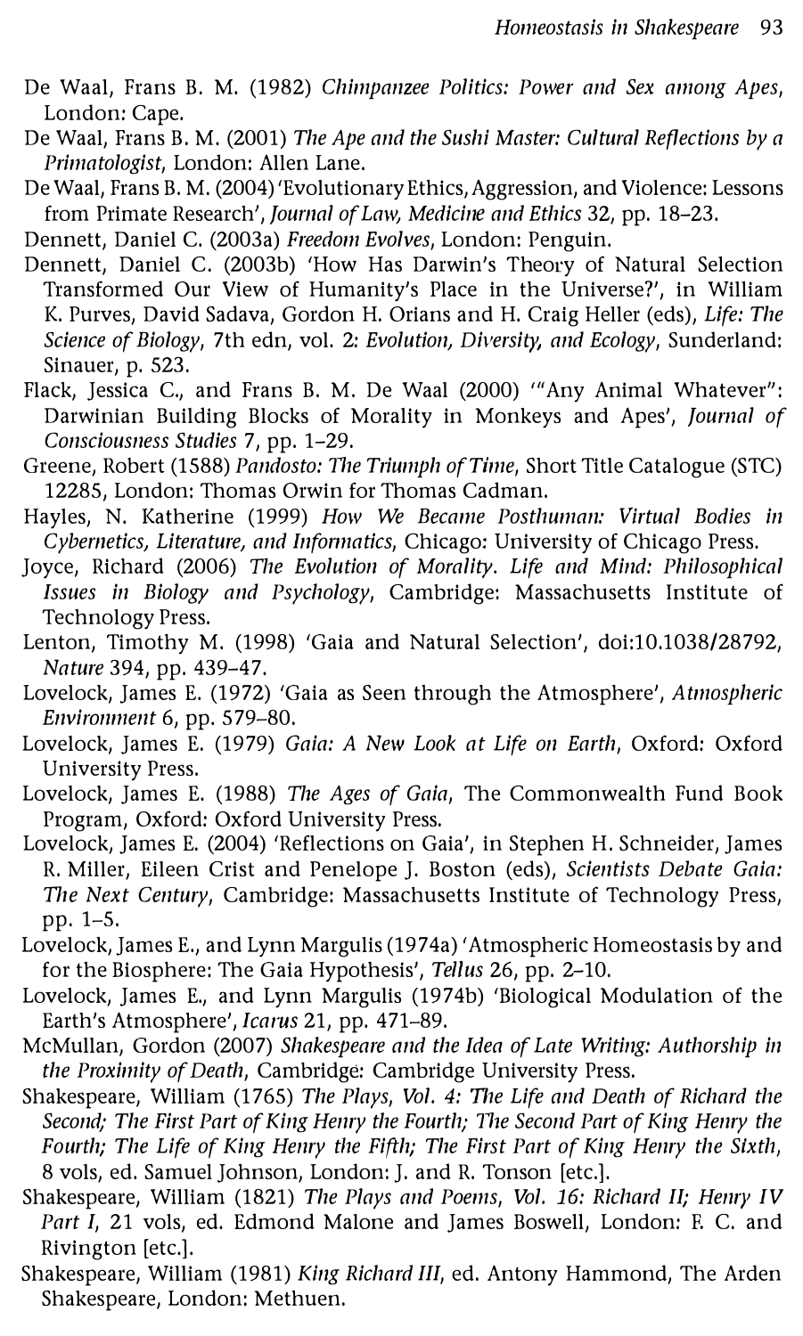De Waal, Frans B. M. (1982) *Chimpanzee Politics: Power and Sex among Apes*, London: Cape.

De Waal, Frans B. M. (2001) *The Ape and the Sushi Master: Cultural Reflections by a Primatologist*, London: Allen Lane.

De Waal, Frans B. M. (2004) 'Evolutionary Ethics, Aggression, and Violence: Lessons from Primate Research', *Journal of Law, Medicine and Ethics* 32, pp. 18–23.

Dennett, Daniel C. (2003a) *Freedom Evolves*, London: Penguin.

Dennett, Daniel C. (2003b) 'How Has Darwin's Theory of Natural Selection Transformed Our View of Humanity's Place in the Universe?', in William K. Purves, David Sadava, Gordon H. Orians and H. Craig Heller (eds), *Life: The Science of Biology*, 7th edn, vol. 2: *Evolution, Diversity, and Ecology*, Sunderland: Sinauer, p. 523.

Flack, Jessica C., and Frans B. M. De Waal (2000) '"Any Animal Whatever": Darwinian Building Blocks of Morality in Monkeys and Apes', *Journal of Consciousness Studies* 7, pp. 1–29.

Greene, Robert (1588) *Pandosto: The Triumph of Time*, Short Title Catalogue (STC) 12285, London: Thomas Orwin for Thomas Cadman.

Hayles, N. Katherine (1999) *How We Became Posthuman: Virtual Bodies in Cybernetics, Literature, and Informatics*, Chicago: University of Chicago Press.

Joyce, Richard (2006) *The Evolution of Morality. Life and Mind: Philosophical Issues in Biology and Psychology*, Cambridge: Massachusetts Institute of Technology Press.

Lenton, Timothy M. (1998) 'Gaia and Natural Selection', doi:10.1038/28792, *Nature* 394, pp. 439–47.

Lovelock, James E. (1972) 'Gaia as Seen through the Atmosphere', *Atmospheric Environment* 6, pp. 579–80.

Lovelock, James E. (1979) *Gaia: A New Look at Life on Earth*, Oxford: Oxford University Press.

Lovelock, James E. (1988) *The Ages of Gaia*, The Commonwealth Fund Book Program, Oxford: Oxford University Press.

Lovelock, James E. (2004) 'Reflections on Gaia', in Stephen H. Schneider, James R. Miller, Eileen Crist and Penelope J. Boston (eds), *Scientists Debate Gaia: The Next Century*, Cambridge: Massachusetts Institute of Technology Press, pp. 1–5.

Lovelock, James E., and Lynn Margulis (1974a) 'Atmospheric Homeostasis by and for the Biosphere: The Gaia Hypothesis', *Tellus* 26, pp. 2–10.

Lovelock, James E., and Lynn Margulis (1974b) 'Biological Modulation of the Earth's Atmosphere', *Icarus* 21, pp. 471–89.

McMullan, Gordon (2007) *Shakespeare and the Idea of Late Writing: Authorship in the Proximity of Death*, Cambridge: Cambridge University Press.

Shakespeare, William (1765) *The Plays, Vol. 4: The Life and Death of Richard the Second; The First Part of King Henry the Fourth; The Second Part of King Henry the Fourth; The Life of King Henry the Fifth; The First Part of King Henry the Sixth*, 8 vols, ed. Samuel Johnson, London: J. and R. Tonson [etc.].

Shakespeare, William (1821) *The Plays and Poems, Vol. 16: Richard II; Henry IV Part I*, 21 vols, ed. Edmond Malone and James Boswell, London: F. C. and Rivington [etc.].

Shakespeare, William (1981) *King Richard III*, ed. Antony Hammond, The Arden Shakespeare, London: Methuen.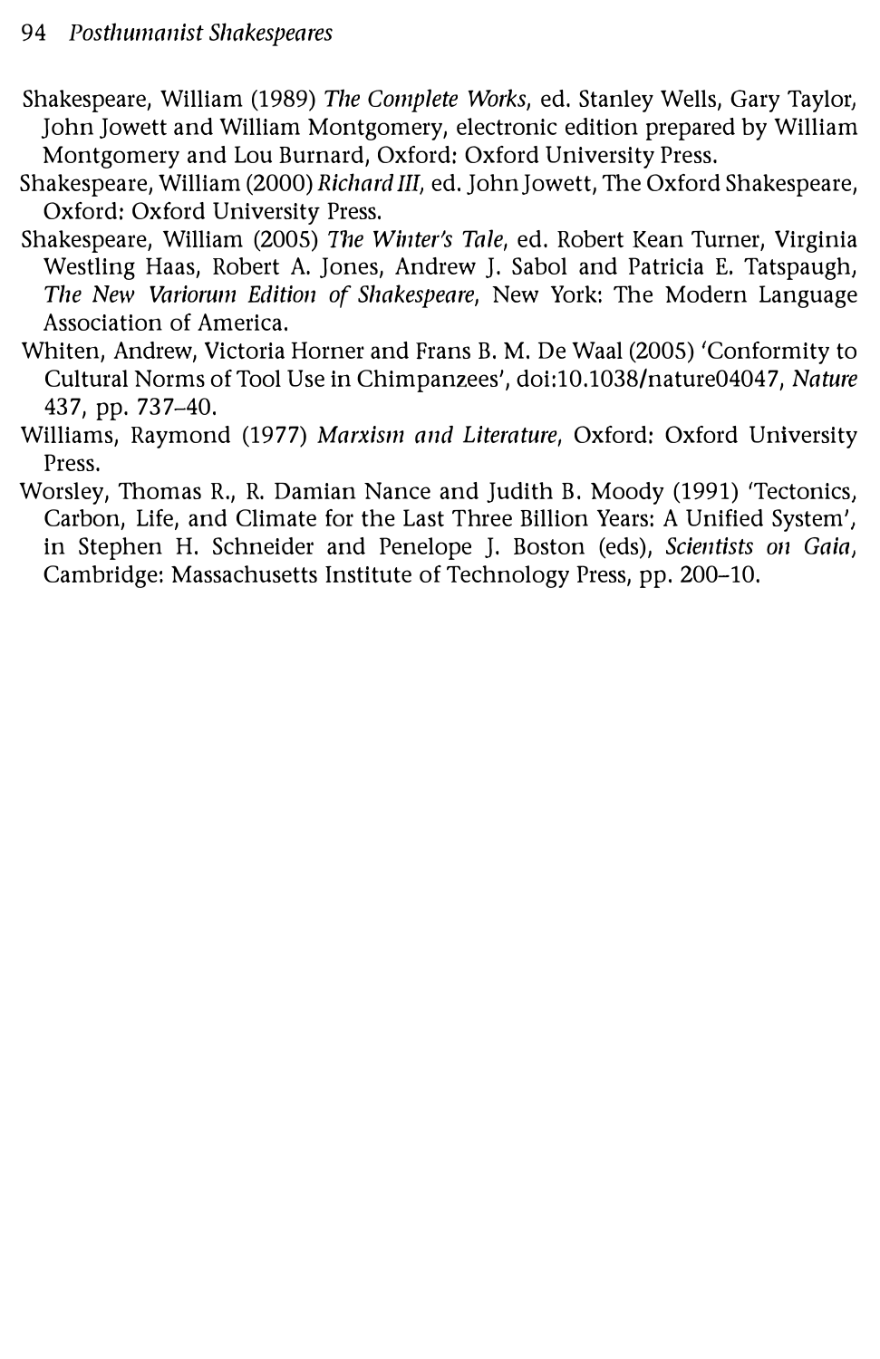Shakespeare, William (1989) *The Complete Works*, ed. Stanley Wells, Gary Taylor, John Jowett and William Montgomery, electronic edition prepared by William Montgomery and Lou Burnard, Oxford: Oxford University Press.

Shakespeare, William (2000) *Richard III*, ed. John Jowett, The Oxford Shakespeare, Oxford: Oxford University Press.

Shakespeare, William (2005) *The Winter's Tale*, ed. Robert Kean Turner, Virginia Westling Haas, Robert A. Jones, Andrew J. Sabol and Patricia E. Tatspaugh, *The New Variorum Edition of Shakespeare*, New York: The Modern Language Association of America.

Whiten, Andrew, Victoria Horner and Frans B. M. De Waal (2005) 'Conformity to Cultural Norms of Tool Use in Chimpanzees', doi:10.1038/nature04047, *Nature* 437, pp. 737–40.

Williams, Raymond (1977) *Marxism and Literature*, Oxford: Oxford University Press.

Worsley, Thomas R., R. Damian Nance and Judith B. Moody (1991) 'Tectonics, Carbon, Life, and Climate for the Last Three Billion Years: A Unified System', in Stephen H. Schneider and Penelope J. Boston (eds), *Scientists on Gaia*, Cambridge: Massachusetts Institute of Technology Press, pp. 200–10.